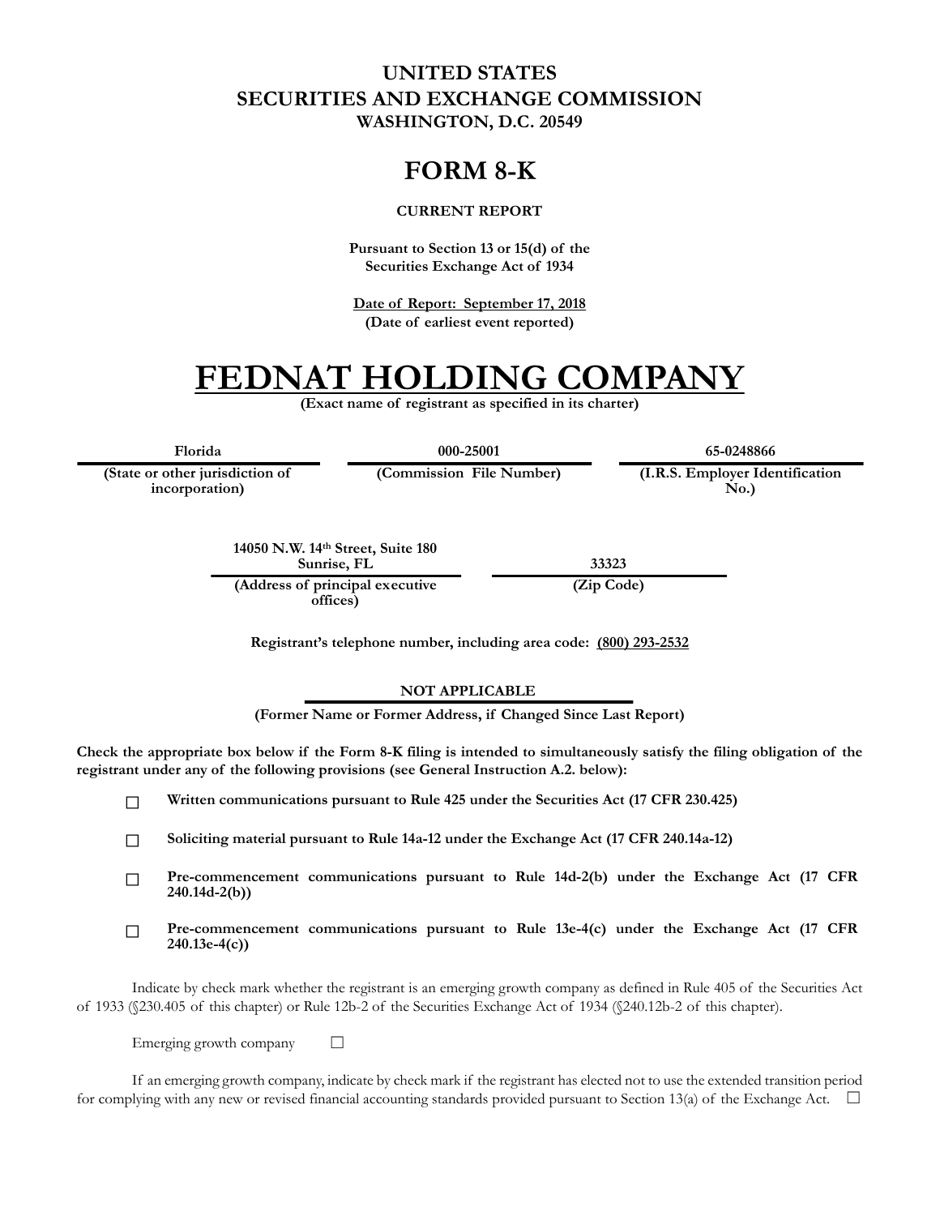# UNITED STATES
# SECURITIES AND EXCHANGE COMMISSION
**WASHINGTON, D.C. 20549**

# FORM 8-K

**CURRENT REPORT**

**Pursuant to Section 13 or 15(d) of the Securities Exchange Act of 1934**

**Date of Report: September 17, 2018**
**(Date of earliest event reported)**

# FEDNAT HOLDING COMPANY
**(Exact name of registrant as specified in its charter)**

| Florida | 000-25001 | 65-0248866 |
|---|---|---|
| (State or other jurisdiction of incorporation) | (Commission File Number) | (I.R.S. Employer Identification No.) |

| 14050 N.W. 14th Street, Suite 180 Sunrise, FL | 33323 |
|---|---|
| (Address of principal executive offices) | (Zip Code) |

**Registrant's telephone number, including area code: (800) 293-2532**

**NOT APPLICABLE**
**(Former Name or Former Address, if Changed Since Last Report)**

**Check the appropriate box below if the Form 8-K filing is intended to simultaneously satisfy the filing obligation of the registrant under any of the following provisions (see General Instruction A.2. below):**

☐ **Written communications pursuant to Rule 425 under the Securities Act (17 CFR 230.425)**

☐ **Soliciting material pursuant to Rule 14a-12 under the Exchange Act (17 CFR 240.14a-12)**

☐ **Pre-commencement communications pursuant to Rule 14d-2(b) under the Exchange Act (17 CFR 240.14d-2(b))**

☐ **Pre-commencement communications pursuant to Rule 13e-4(c) under the Exchange Act (17 CFR 240.13e-4(c))**

Indicate by check mark whether the registrant is an emerging growth company as defined in Rule 405 of the Securities Act of 1933 (§230.405 of this chapter) or Rule 12b-2 of the Securities Exchange Act of 1934 (§240.12b-2 of this chapter).

Emerging growth company ☐

If an emerging growth company, indicate by check mark if the registrant has elected not to use the extended transition period for complying with any new or revised financial accounting standards provided pursuant to Section 13(a) of the Exchange Act. ☐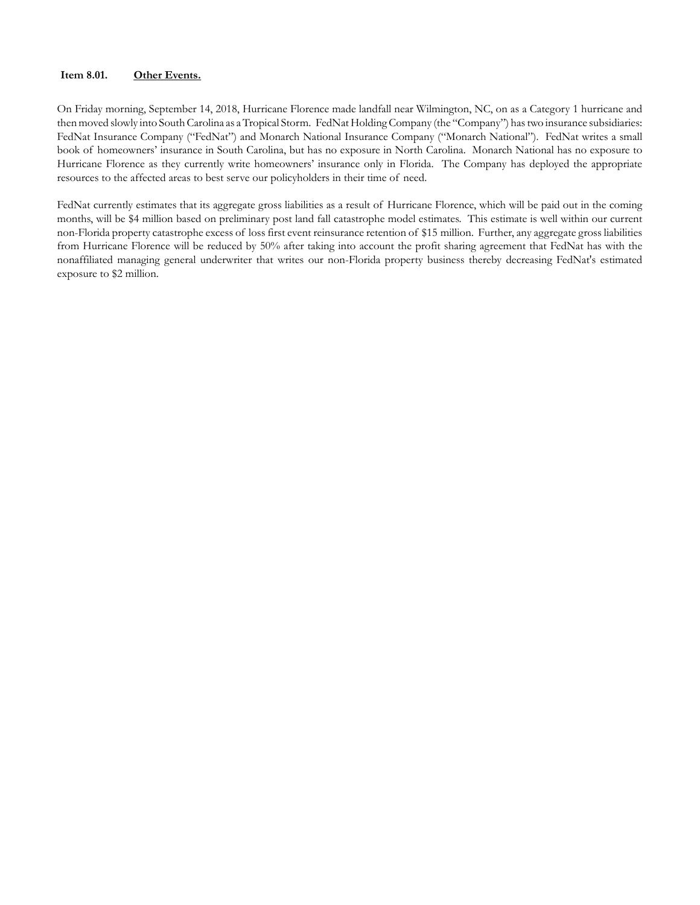**Item 8.01. <u>Other Events.</u>**

On Friday morning, September 14, 2018, Hurricane Florence made landfall near Wilmington, NC, on as a Category 1 hurricane and then moved slowly into South Carolina as a Tropical Storm. FedNat Holding Company (the "Company") has two insurance subsidiaries: FedNat Insurance Company ("FedNat") and Monarch National Insurance Company ("Monarch National"). FedNat writes a small book of homeowners' insurance in South Carolina, but has no exposure in North Carolina. Monarch National has no exposure to Hurricane Florence as they currently write homeowners' insurance only in Florida. The Company has deployed the appropriate resources to the affected areas to best serve our policyholders in their time of need.

FedNat currently estimates that its aggregate gross liabilities as a result of Hurricane Florence, which will be paid out in the coming months, will be $4 million based on preliminary post land fall catastrophe model estimates. This estimate is well within our current non-Florida property catastrophe excess of loss first event reinsurance retention of $15 million. Further, any aggregate gross liabilities from Hurricane Florence will be reduced by 50% after taking into account the profit sharing agreement that FedNat has with the nonaffiliated managing general underwriter that writes our non-Florida property business thereby decreasing FedNat's estimated exposure to $2 million.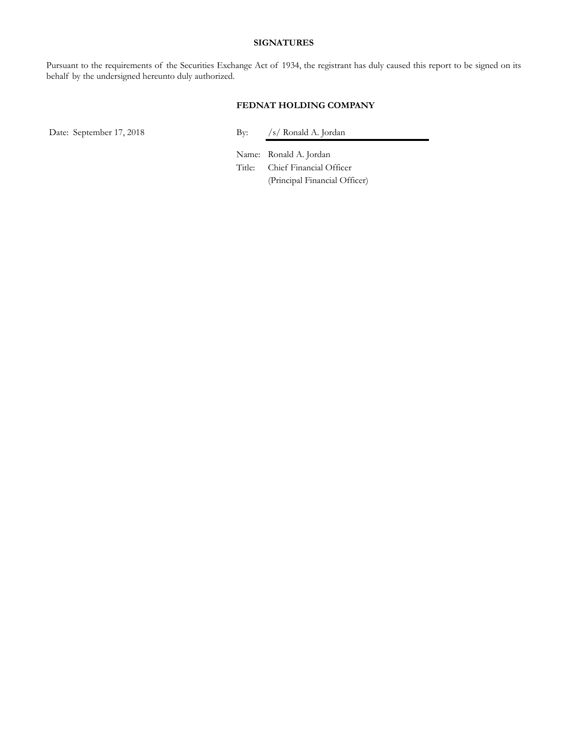## SIGNATURES

Pursuant to the requirements of the Securities Exchange Act of 1934, the registrant has duly caused this report to be signed on its behalf by the undersigned hereunto duly authorized.

**FEDNAT HOLDING COMPANY**

Date: September 17, 2018

By: /s/ Ronald A. Jordan

Name: Ronald A. Jordan
Title: Chief Financial Officer
(Principal Financial Officer)